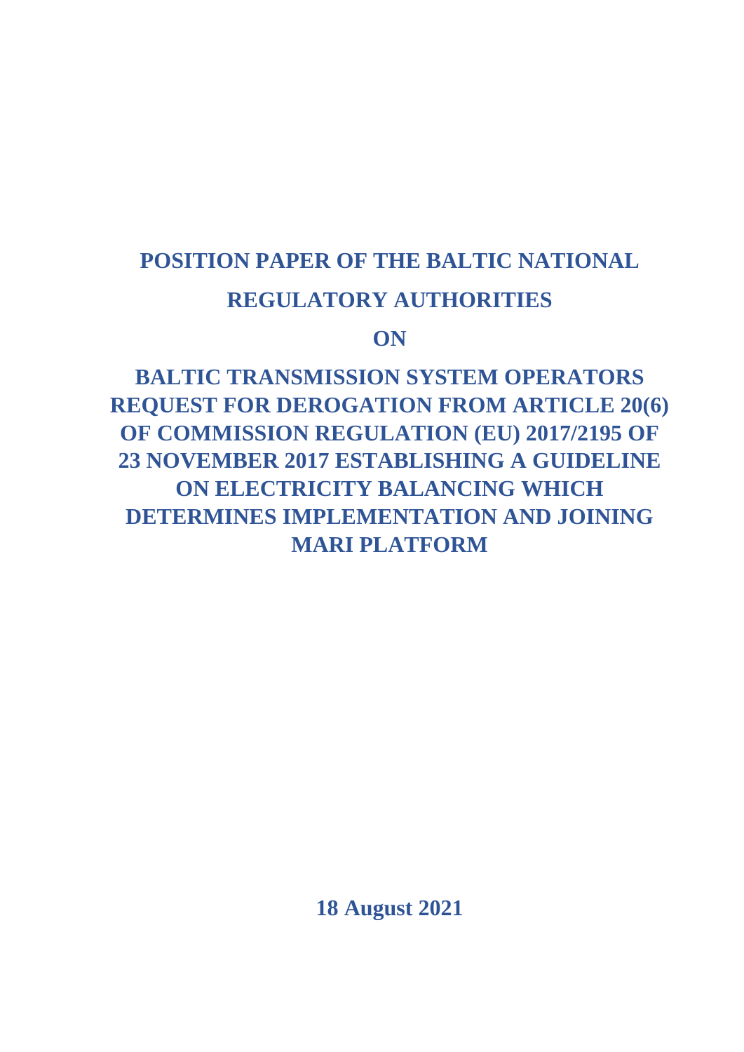# POSITION PAPER OF THE BALTIC NATIONAL REGULATORY AUTHORITIES

# ON

# BALTIC TRANSMISSION SYSTEM OPERATORS REQUEST FOR DEROGATION FROM ARTICLE 20(6) OF COMMISSION REGULATION (EU) 2017/2195 OF 23 NOVEMBER 2017 ESTABLISHING A GUIDELINE ON ELECTRICITY BALANCING WHICH DETERMINES IMPLEMENTATION AND JOINING MARI PLATFORM

**18 August 2021**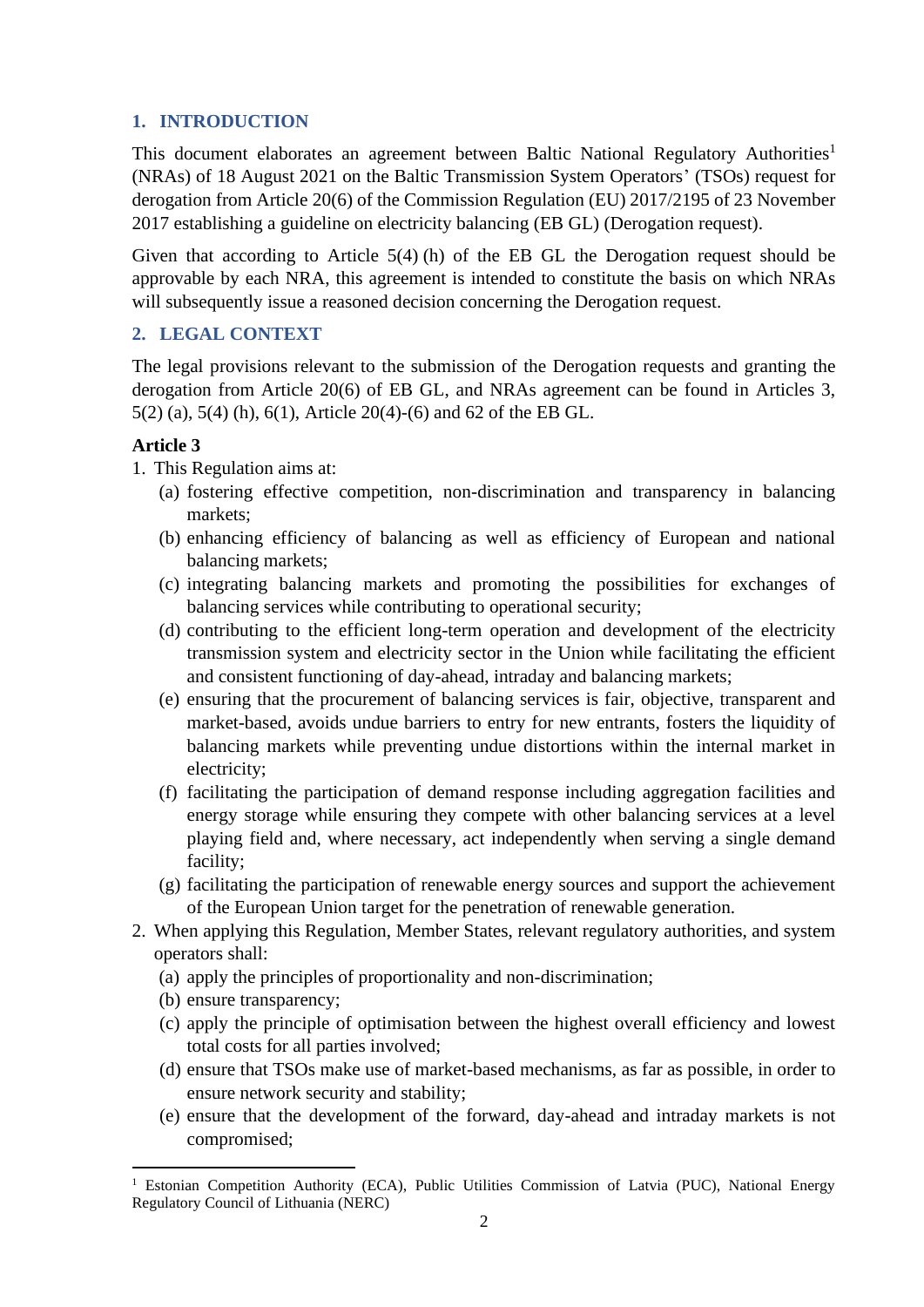## 1. INTRODUCTION

This document elaborates an agreement between Baltic National Regulatory Authorities[1] (NRAs) of 18 August 2021 on the Baltic Transmission System Operators' (TSOs) request for derogation from Article 20(6) of the Commission Regulation (EU) 2017/2195 of 23 November 2017 establishing a guideline on electricity balancing (EB GL) (Derogation request).

Given that according to Article 5(4) (h) of the EB GL the Derogation request should be approvable by each NRA, this agreement is intended to constitute the basis on which NRAs will subsequently issue a reasoned decision concerning the Derogation request.

## 2. LEGAL CONTEXT

The legal provisions relevant to the submission of the Derogation requests and granting the derogation from Article 20(6) of EB GL, and NRAs agreement can be found in Articles 3, 5(2) (a), 5(4) (h), 6(1), Article 20(4)-(6) and 62 of the EB GL.

**Article 3**

1. This Regulation aims at:
   (a) fostering effective competition, non-discrimination and transparency in balancing markets;
   (b) enhancing efficiency of balancing as well as efficiency of European and national balancing markets;
   (c) integrating balancing markets and promoting the possibilities for exchanges of balancing services while contributing to operational security;
   (d) contributing to the efficient long-term operation and development of the electricity transmission system and electricity sector in the Union while facilitating the efficient and consistent functioning of day-ahead, intraday and balancing markets;
   (e) ensuring that the procurement of balancing services is fair, objective, transparent and market-based, avoids undue barriers to entry for new entrants, fosters the liquidity of balancing markets while preventing undue distortions within the internal market in electricity;
   (f) facilitating the participation of demand response including aggregation facilities and energy storage while ensuring they compete with other balancing services at a level playing field and, where necessary, act independently when serving a single demand facility;
   (g) facilitating the participation of renewable energy sources and support the achievement of the European Union target for the penetration of renewable generation.
2. When applying this Regulation, Member States, relevant regulatory authorities, and system operators shall:
   (a) apply the principles of proportionality and non-discrimination;
   (b) ensure transparency;
   (c) apply the principle of optimisation between the highest overall efficiency and lowest total costs for all parties involved;
   (d) ensure that TSOs make use of market-based mechanisms, as far as possible, in order to ensure network security and stability;
   (e) ensure that the development of the forward, day-ahead and intraday markets is not compromised;

[1] Estonian Competition Authority (ECA), Public Utilities Commission of Latvia (PUC), National Energy Regulatory Council of Lithuania (NERC)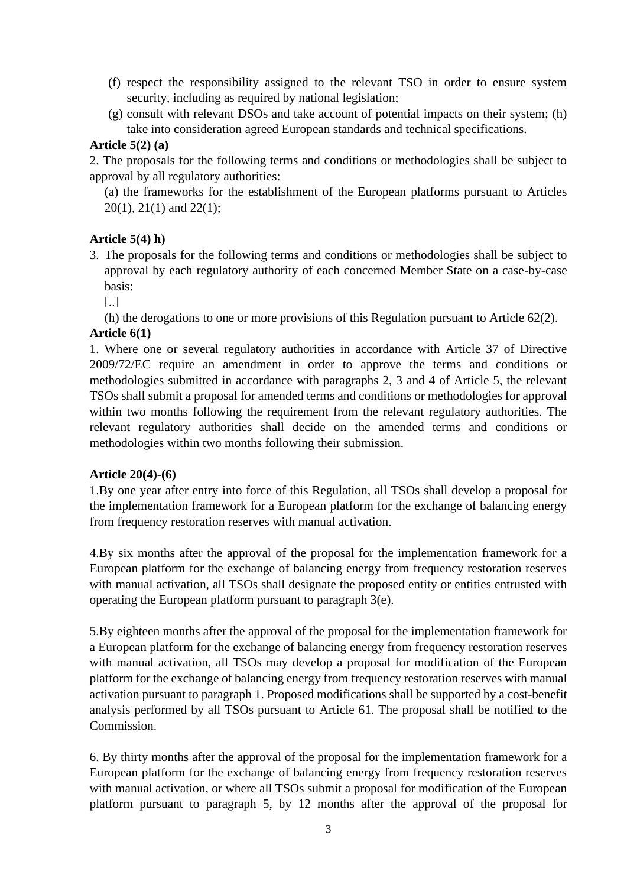(f) respect the responsibility assigned to the relevant TSO in order to ensure system security, including as required by national legislation;

(g) consult with relevant DSOs and take account of potential impacts on their system; (h) take into consideration agreed European standards and technical specifications.

**Article 5(2) (a)**

2. The proposals for the following terms and conditions or methodologies shall be subject to approval by all regulatory authorities:

(a) the frameworks for the establishment of the European platforms pursuant to Articles 20(1), 21(1) and 22(1);

**Article 5(4) h)**

3. The proposals for the following terms and conditions or methodologies shall be subject to approval by each regulatory authority of each concerned Member State on a case-by-case basis:

[..]

(h) the derogations to one or more provisions of this Regulation pursuant to Article 62(2).

**Article 6(1)**

1. Where one or several regulatory authorities in accordance with Article 37 of Directive 2009/72/EC require an amendment in order to approve the terms and conditions or methodologies submitted in accordance with paragraphs 2, 3 and 4 of Article 5, the relevant TSOs shall submit a proposal for amended terms and conditions or methodologies for approval within two months following the requirement from the relevant regulatory authorities. The relevant regulatory authorities shall decide on the amended terms and conditions or methodologies within two months following their submission.

**Article 20(4)-(6)**

1.By one year after entry into force of this Regulation, all TSOs shall develop a proposal for the implementation framework for a European platform for the exchange of balancing energy from frequency restoration reserves with manual activation.

4.By six months after the approval of the proposal for the implementation framework for a European platform for the exchange of balancing energy from frequency restoration reserves with manual activation, all TSOs shall designate the proposed entity or entities entrusted with operating the European platform pursuant to paragraph 3(e).

5.By eighteen months after the approval of the proposal for the implementation framework for a European platform for the exchange of balancing energy from frequency restoration reserves with manual activation, all TSOs may develop a proposal for modification of the European platform for the exchange of balancing energy from frequency restoration reserves with manual activation pursuant to paragraph 1. Proposed modifications shall be supported by a cost-benefit analysis performed by all TSOs pursuant to Article 61. The proposal shall be notified to the Commission.

6. By thirty months after the approval of the proposal for the implementation framework for a European platform for the exchange of balancing energy from frequency restoration reserves with manual activation, or where all TSOs submit a proposal for modification of the European platform pursuant to paragraph 5, by 12 months after the approval of the proposal for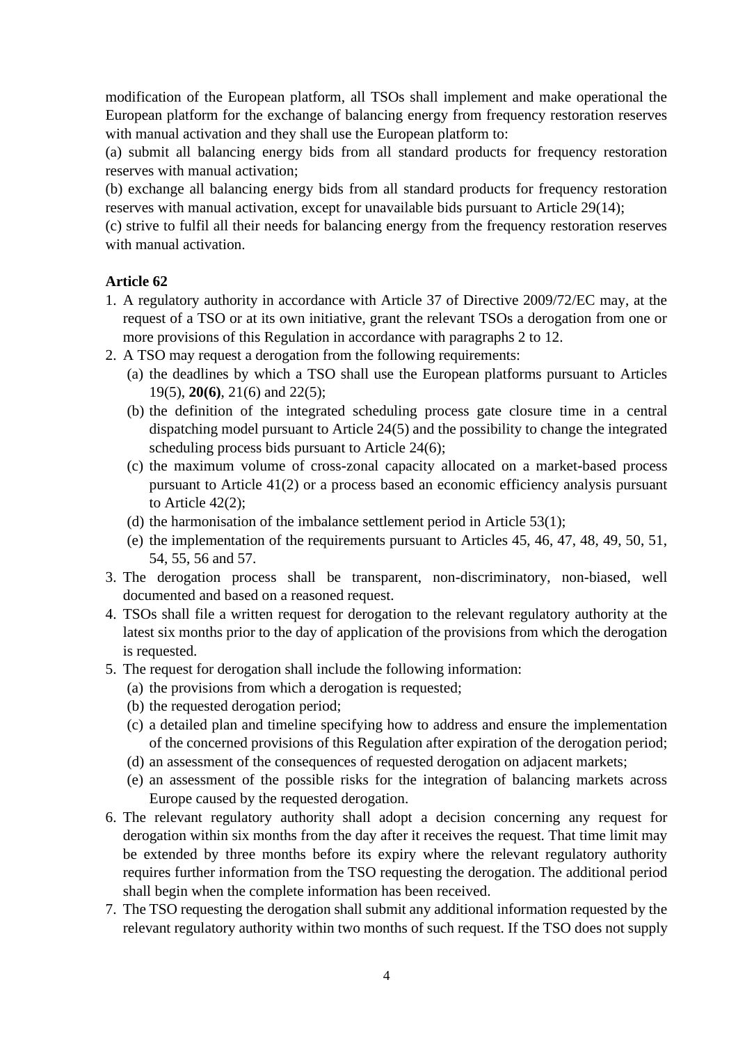modification of the European platform, all TSOs shall implement and make operational the European platform for the exchange of balancing energy from frequency restoration reserves with manual activation and they shall use the European platform to:

(a) submit all balancing energy bids from all standard products for frequency restoration reserves with manual activation;

(b) exchange all balancing energy bids from all standard products for frequency restoration reserves with manual activation, except for unavailable bids pursuant to Article 29(14);

(c) strive to fulfil all their needs for balancing energy from the frequency restoration reserves with manual activation.

**Article 62**

1. A regulatory authority in accordance with Article 37 of Directive 2009/72/EC may, at the request of a TSO or at its own initiative, grant the relevant TSOs a derogation from one or more provisions of this Regulation in accordance with paragraphs 2 to 12.
2. A TSO may request a derogation from the following requirements:
   (a) the deadlines by which a TSO shall use the European platforms pursuant to Articles 19(5), **20(6)**, 21(6) and 22(5);
   (b) the definition of the integrated scheduling process gate closure time in a central dispatching model pursuant to Article 24(5) and the possibility to change the integrated scheduling process bids pursuant to Article 24(6);
   (c) the maximum volume of cross-zonal capacity allocated on a market-based process pursuant to Article 41(2) or a process based an economic efficiency analysis pursuant to Article 42(2);
   (d) the harmonisation of the imbalance settlement period in Article 53(1);
   (e) the implementation of the requirements pursuant to Articles 45, 46, 47, 48, 49, 50, 51, 54, 55, 56 and 57.
3. The derogation process shall be transparent, non-discriminatory, non-biased, well documented and based on a reasoned request.
4. TSOs shall file a written request for derogation to the relevant regulatory authority at the latest six months prior to the day of application of the provisions from which the derogation is requested.
5. The request for derogation shall include the following information:
   (a) the provisions from which a derogation is requested;
   (b) the requested derogation period;
   (c) a detailed plan and timeline specifying how to address and ensure the implementation of the concerned provisions of this Regulation after expiration of the derogation period;
   (d) an assessment of the consequences of requested derogation on adjacent markets;
   (e) an assessment of the possible risks for the integration of balancing markets across Europe caused by the requested derogation.
6. The relevant regulatory authority shall adopt a decision concerning any request for derogation within six months from the day after it receives the request. That time limit may be extended by three months before its expiry where the relevant regulatory authority requires further information from the TSO requesting the derogation. The additional period shall begin when the complete information has been received.
7. The TSO requesting the derogation shall submit any additional information requested by the relevant regulatory authority within two months of such request. If the TSO does not supply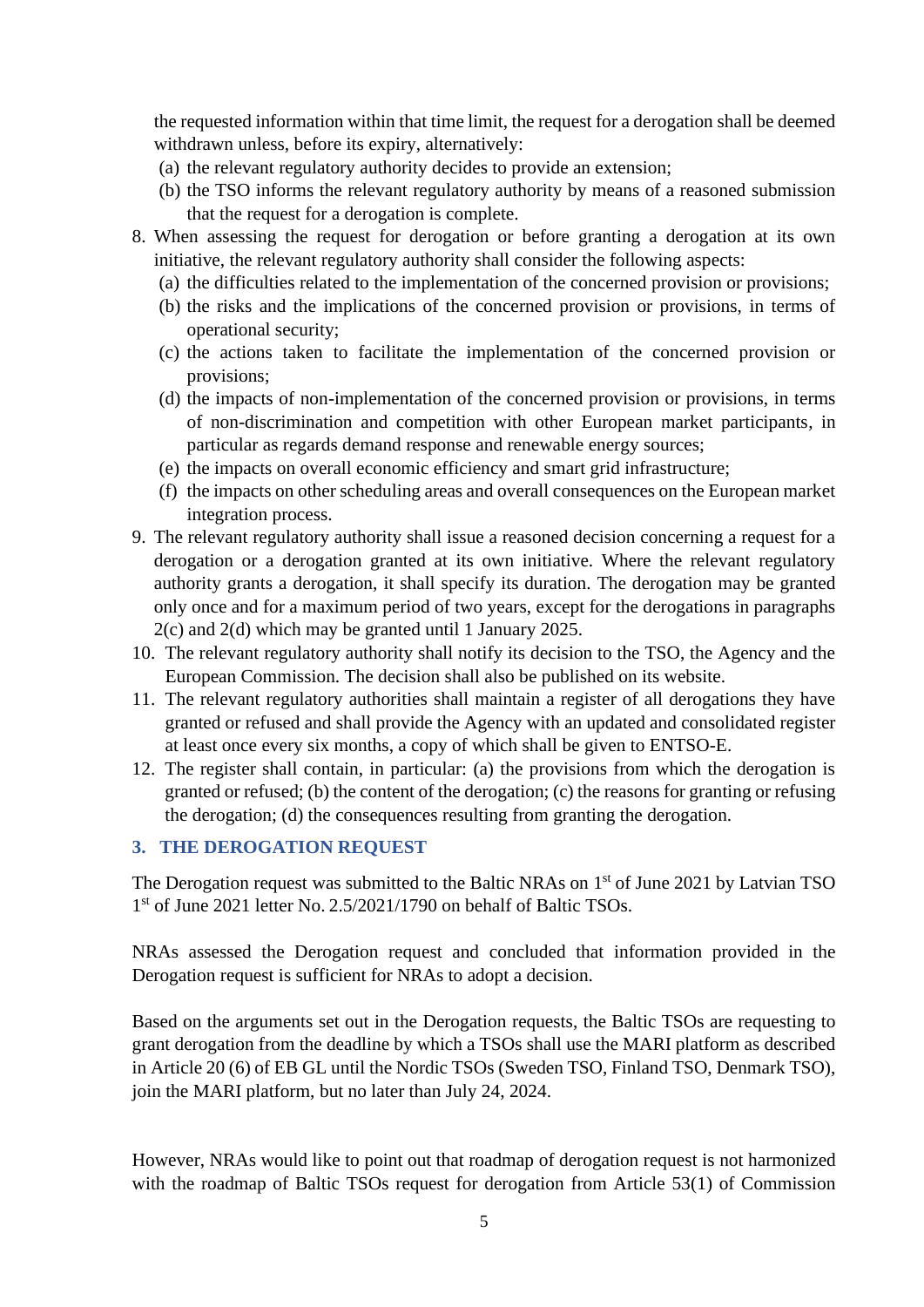the requested information within that time limit, the request for a derogation shall be deemed withdrawn unless, before its expiry, alternatively:

(a) the relevant regulatory authority decides to provide an extension;

(b) the TSO informs the relevant regulatory authority by means of a reasoned submission that the request for a derogation is complete.

8. When assessing the request for derogation or before granting a derogation at its own initiative, the relevant regulatory authority shall consider the following aspects:
   (a) the difficulties related to the implementation of the concerned provision or provisions;
   (b) the risks and the implications of the concerned provision or provisions, in terms of operational security;
   (c) the actions taken to facilitate the implementation of the concerned provision or provisions;
   (d) the impacts of non-implementation of the concerned provision or provisions, in terms of non-discrimination and competition with other European market participants, in particular as regards demand response and renewable energy sources;
   (e) the impacts on overall economic efficiency and smart grid infrastructure;
   (f) the impacts on other scheduling areas and overall consequences on the European market integration process.
9. The relevant regulatory authority shall issue a reasoned decision concerning a request for a derogation or a derogation granted at its own initiative. Where the relevant regulatory authority grants a derogation, it shall specify its duration. The derogation may be granted only once and for a maximum period of two years, except for the derogations in paragraphs 2(c) and 2(d) which may be granted until 1 January 2025.
10. The relevant regulatory authority shall notify its decision to the TSO, the Agency and the European Commission. The decision shall also be published on its website.
11. The relevant regulatory authorities shall maintain a register of all derogations they have granted or refused and shall provide the Agency with an updated and consolidated register at least once every six months, a copy of which shall be given to ENTSO-E.
12. The register shall contain, in particular: (a) the provisions from which the derogation is granted or refused; (b) the content of the derogation; (c) the reasons for granting or refusing the derogation; (d) the consequences resulting from granting the derogation.

## 3. THE DEROGATION REQUEST

The Derogation request was submitted to the Baltic NRAs on 1st of June 2021 by Latvian TSO 1st of June 2021 letter No. 2.5/2021/1790 on behalf of Baltic TSOs.

NRAs assessed the Derogation request and concluded that information provided in the Derogation request is sufficient for NRAs to adopt a decision.

Based on the arguments set out in the Derogation requests, the Baltic TSOs are requesting to grant derogation from the deadline by which a TSOs shall use the MARI platform as described in Article 20 (6) of EB GL until the Nordic TSOs (Sweden TSO, Finland TSO, Denmark TSO), join the MARI platform, but no later than July 24, 2024.

However, NRAs would like to point out that roadmap of derogation request is not harmonized with the roadmap of Baltic TSOs request for derogation from Article 53(1) of Commission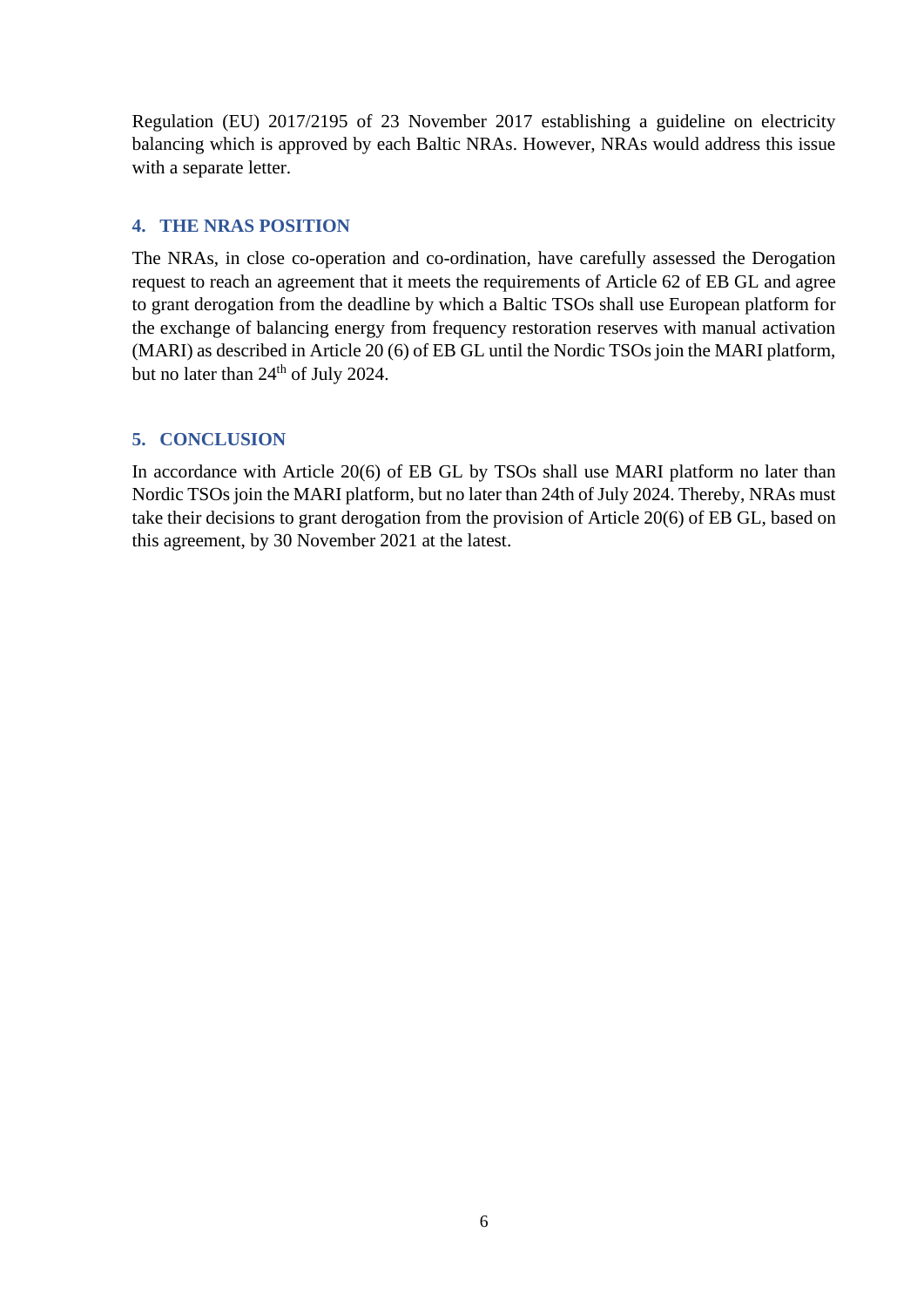Regulation (EU) 2017/2195 of 23 November 2017 establishing a guideline on electricity balancing which is approved by each Baltic NRAs. However, NRAs would address this issue with a separate letter.

## 4. THE NRAS POSITION

The NRAs, in close co-operation and co-ordination, have carefully assessed the Derogation request to reach an agreement that it meets the requirements of Article 62 of EB GL and agree to grant derogation from the deadline by which a Baltic TSOs shall use European platform for the exchange of balancing energy from frequency restoration reserves with manual activation (MARI) as described in Article 20 (6) of EB GL until the Nordic TSOs join the MARI platform, but no later than 24th of July 2024.

## 5. CONCLUSION

In accordance with Article 20(6) of EB GL by TSOs shall use MARI platform no later than Nordic TSOs join the MARI platform, but no later than 24th of July 2024. Thereby, NRAs must take their decisions to grant derogation from the provision of Article 20(6) of EB GL, based on this agreement, by 30 November 2021 at the latest.